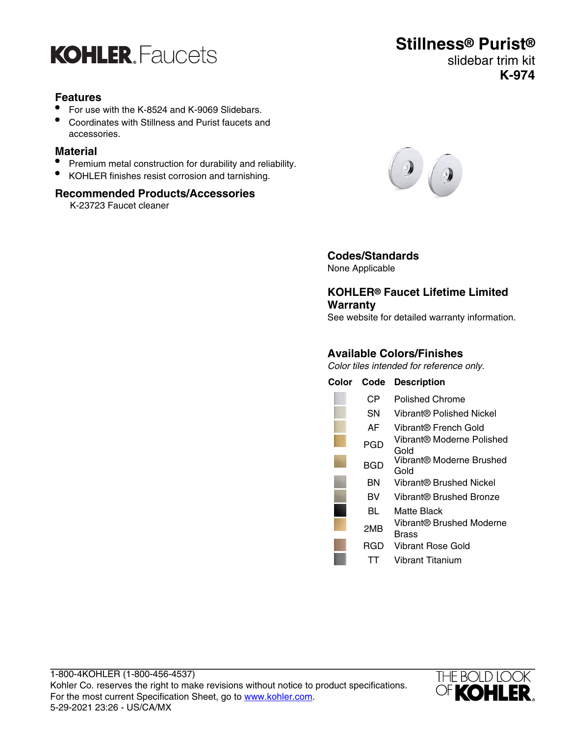# KOHLER. Faucets

# Stillness® Purist®

slidebar trim kit

**K-974**

## Features

- For use with the K-8524 and K-9069 Slidebars.
- Coordinates with Stillness and Purist faucets and accessories.

## Material

- Premium metal construction for durability and reliability.
- KOHLER finishes resist corrosion and tarnishing.

## Recommended Products/Accessories

K-23723 Faucet cleaner

## Codes/Standards

None Applicable

## KOHLER® Faucet Lifetime Limited Warranty

See website for detailed warranty information.

## Available Colors/Finishes

*Color tiles intended for reference only.*

| Color | Code | Description |
|---|---|---|
| | CP | Polished Chrome |
| | SN | Vibrant® Polished Nickel |
| | AF | Vibrant® French Gold |
| | PGD | Vibrant® Moderne Polished Gold |
| | BGD | Vibrant® Moderne Brushed Gold |
| | BN | Vibrant® Brushed Nickel |
| | BV | Vibrant® Brushed Bronze |
| | BL | Matte Black |
| | 2MB | Vibrant® Brushed Moderne Brass |
| | RGD | Vibrant Rose Gold |
| | TT | Vibrant Titanium |

1-800-4KOHLER (1-800-456-4537)
Kohler Co. reserves the right to make revisions without notice to product specifications.
For the most current Specification Sheet, go to www.kohler.com.
5-29-2021 23:26 - US/CA/MX

THE BOLD LOOK OF KOHLER.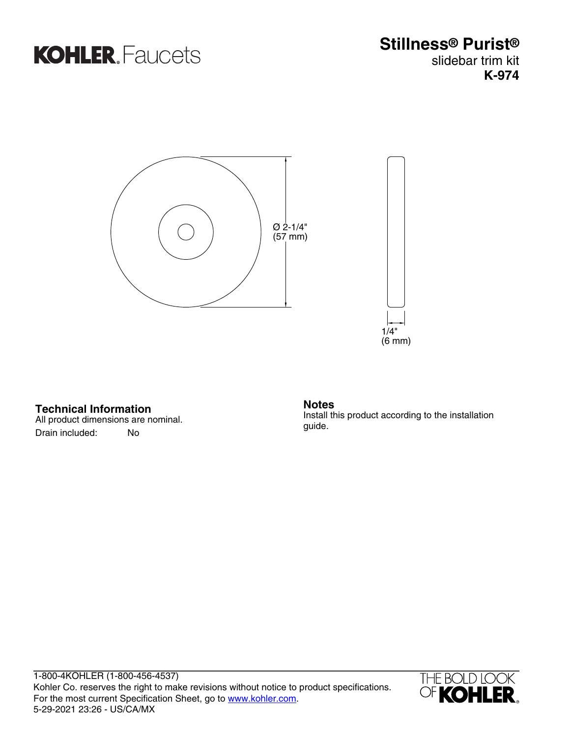KOHLER. Faucets

# Stillness® Purist®

slidebar trim kit

**K-974**

Ø 2-1/4"
(57 mm)

1/4"
(6 mm)

## Technical Information

All product dimensions are nominal.

| | |
|---|---|
| Drain included: | No |

## Notes

Install this product according to the installation guide.

1-800-4KOHLER (1-800-456-4537)
Kohler Co. reserves the right to make revisions without notice to product specifications.
For the most current Specification Sheet, go to www.kohler.com.
5-29-2021 23:26 - US/CA/MX

THE BOLD LOOK OF KOHLER.